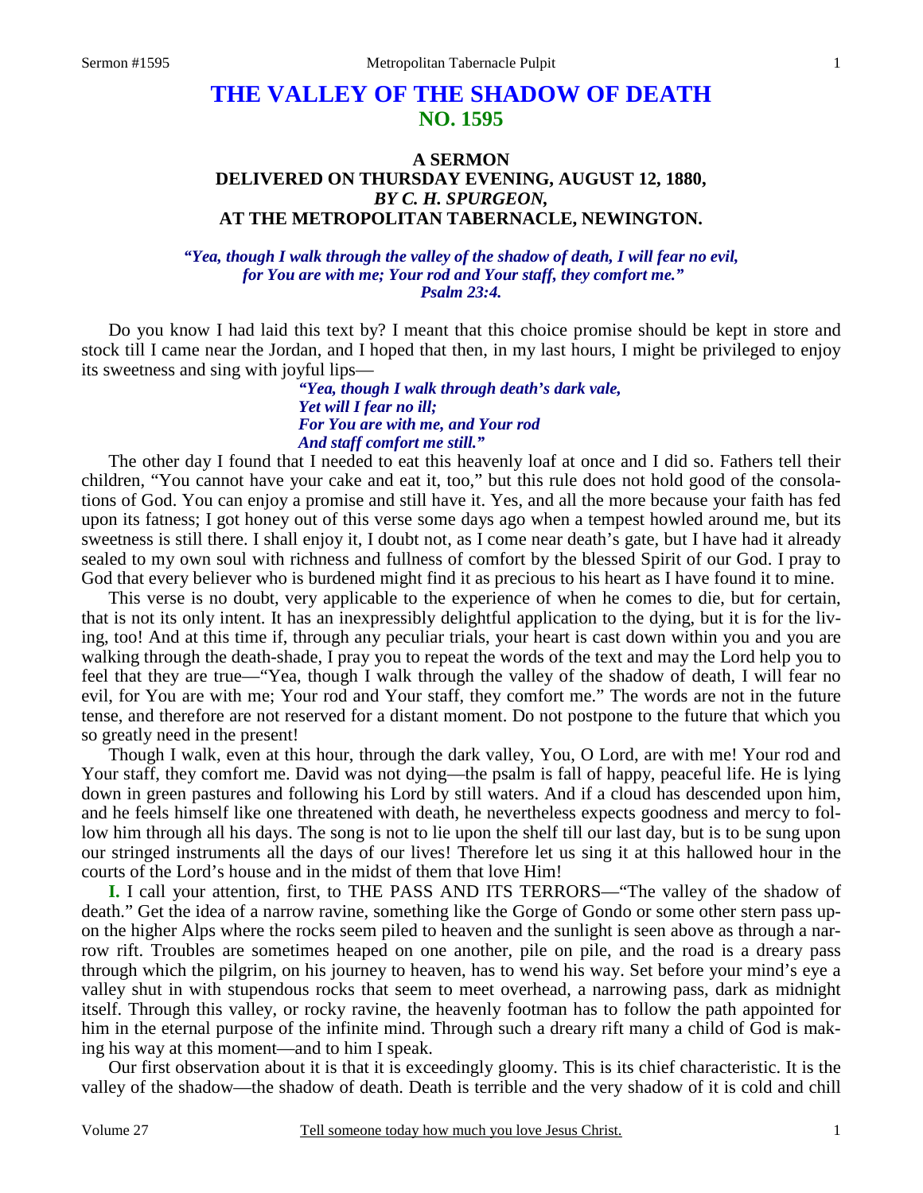# THE VALLEY OF THE SHADOW OF DEATH
## NO. 1595

### A SERMON
### DELIVERED ON THURSDAY EVENING, AUGUST 12, 1880,
### *BY C. H. SPURGEON,*
### AT THE METROPOLITAN TABERNACLE, NEWINGTON.

*"Yea, though I walk through the valley of the shadow of death, I will fear no evil, for You are with me; Your rod and Your staff, they comfort me." Psalm 23:4.*

Do you know I had laid this text by? I meant that this choice promise should be kept in store and stock till I came near the Jordan, and I hoped that then, in my last hours, I might be privileged to enjoy its sweetness and sing with joyful lips—

> *"Yea, though I walk through death's dark vale,*
> *Yet will I fear no ill;*
> *For You are with me, and Your rod*
> *And staff comfort me still."*

The other day I found that I needed to eat this heavenly loaf at once and I did so. Fathers tell their children, "You cannot have your cake and eat it, too," but this rule does not hold good of the consolations of God. You can enjoy a promise and still have it. Yes, and all the more because your faith has fed upon its fatness; I got honey out of this verse some days ago when a tempest howled around me, but its sweetness is still there. I shall enjoy it, I doubt not, as I come near death's gate, but I have had it already sealed to my own soul with richness and fullness of comfort by the blessed Spirit of our God. I pray to God that every believer who is burdened might find it as precious to his heart as I have found it to mine.

This verse is no doubt, very applicable to the experience of when he comes to die, but for certain, that is not its only intent. It has an inexpressibly delightful application to the dying, but it is for the living, too! And at this time if, through any peculiar trials, your heart is cast down within you and you are walking through the death-shade, I pray you to repeat the words of the text and may the Lord help you to feel that they are true—"Yea, though I walk through the valley of the shadow of death, I will fear no evil, for You are with me; Your rod and Your staff, they comfort me." The words are not in the future tense, and therefore are not reserved for a distant moment. Do not postpone to the future that which you so greatly need in the present!

Though I walk, even at this hour, through the dark valley, You, O Lord, are with me! Your rod and Your staff, they comfort me. David was not dying—the psalm is fall of happy, peaceful life. He is lying down in green pastures and following his Lord by still waters. And if a cloud has descended upon him, and he feels himself like one threatened with death, he nevertheless expects goodness and mercy to follow him through all his days. The song is not to lie upon the shelf till our last day, but is to be sung upon our stringed instruments all the days of our lives! Therefore let us sing it at this hallowed hour in the courts of the Lord's house and in the midst of them that love Him!

**I.** I call your attention, first, to THE PASS AND ITS TERRORS—"The valley of the shadow of death." Get the idea of a narrow ravine, something like the Gorge of Gondo or some other stern pass upon the higher Alps where the rocks seem piled to heaven and the sunlight is seen above as through a narrow rift. Troubles are sometimes heaped on one another, pile on pile, and the road is a dreary pass through which the pilgrim, on his journey to heaven, has to wend his way. Set before your mind's eye a valley shut in with stupendous rocks that seem to meet overhead, a narrowing pass, dark as midnight itself. Through this valley, or rocky ravine, the heavenly footman has to follow the path appointed for him in the eternal purpose of the infinite mind. Through such a dreary rift many a child of God is making his way at this moment—and to him I speak.

Our first observation about it is that it is exceedingly gloomy. This is its chief characteristic. It is the valley of the shadow—the shadow of death. Death is terrible and the very shadow of it is cold and chill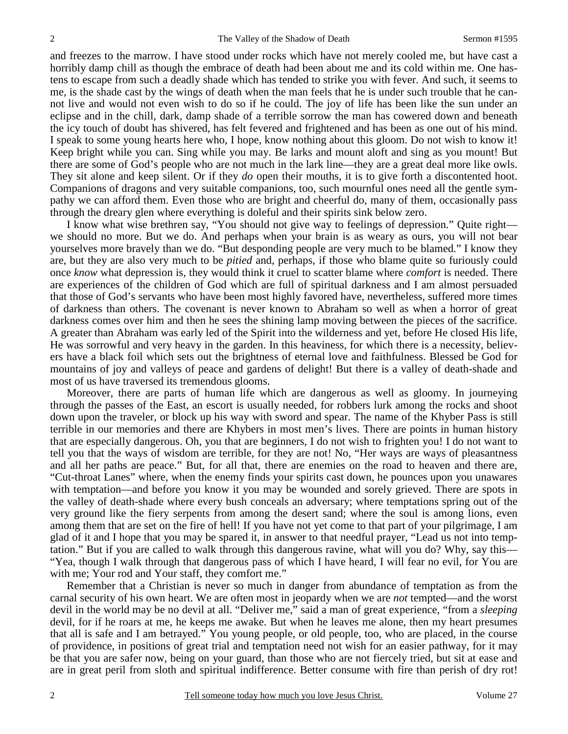and freezes to the marrow. I have stood under rocks which have not merely cooled me, but have cast a horribly damp chill as though the embrace of death had been about me and its cold within me. One hastens to escape from such a deadly shade which has tended to strike you with fever. And such, it seems to me, is the shade cast by the wings of death when the man feels that he is under such trouble that he cannot live and would not even wish to do so if he could. The joy of life has been like the sun under an eclipse and in the chill, dark, damp shade of a terrible sorrow the man has cowered down and beneath the icy touch of doubt has shivered, has felt fevered and frightened and has been as one out of his mind. I speak to some young hearts here who, I hope, know nothing about this gloom. Do not wish to know it! Keep bright while you can. Sing while you may. Be larks and mount aloft and sing as you mount! But there are some of God's people who are not much in the lark line—they are a great deal more like owls. They sit alone and keep silent. Or if they *do* open their mouths, it is to give forth a discontented hoot. Companions of dragons and very suitable companions, too, such mournful ones need all the gentle sympathy we can afford them. Even those who are bright and cheerful do, many of them, occasionally pass through the dreary glen where everything is doleful and their spirits sink below zero.

I know what wise brethren say, "You should not give way to feelings of depression." Quite right—we should no more. But we do. And perhaps when your brain is as weary as ours, you will not bear yourselves more bravely than we do. "But desponding people are very much to be blamed." I know they are, but they are also very much to be *pitied* and, perhaps, if those who blame quite so furiously could once *know* what depression is, they would think it cruel to scatter blame where *comfort* is needed. There are experiences of the children of God which are full of spiritual darkness and I am almost persuaded that those of God's servants who have been most highly favored have, nevertheless, suffered more times of darkness than others. The covenant is never known to Abraham so well as when a horror of great darkness comes over him and then he sees the shining lamp moving between the pieces of the sacrifice. A greater than Abraham was early led of the Spirit into the wilderness and yet, before He closed His life, He was sorrowful and very heavy in the garden. In this heaviness, for which there is a necessity, believers have a black foil which sets out the brightness of eternal love and faithfulness. Blessed be God for mountains of joy and valleys of peace and gardens of delight! But there is a valley of death-shade and most of us have traversed its tremendous glooms.

Moreover, there are parts of human life which are dangerous as well as gloomy. In journeying through the passes of the East, an escort is usually needed, for robbers lurk among the rocks and shoot down upon the traveler, or block up his way with sword and spear. The name of the Khyber Pass is still terrible in our memories and there are Khybers in most men's lives. There are points in human history that are especially dangerous. Oh, you that are beginners, I do not wish to frighten you! I do not want to tell you that the ways of wisdom are terrible, for they are not! No, "Her ways are ways of pleasantness and all her paths are peace." But, for all that, there are enemies on the road to heaven and there are, "Cut-throat Lanes" where, when the enemy finds your spirits cast down, he pounces upon you unawares with temptation—and before you know it you may be wounded and sorely grieved. There are spots in the valley of death-shade where every bush conceals an adversary; where temptations spring out of the very ground like the fiery serpents from among the desert sand; where the soul is among lions, even among them that are set on the fire of hell! If you have not yet come to that part of your pilgrimage, I am glad of it and I hope that you may be spared it, in answer to that needful prayer, "Lead us not into temptation." But if you are called to walk through this dangerous ravine, what will you do? Why, say this—"Yea, though I walk through that dangerous pass of which I have heard, I will fear no evil, for You are with me; Your rod and Your staff, they comfort me."

Remember that a Christian is never so much in danger from abundance of temptation as from the carnal security of his own heart. We are often most in jeopardy when we are *not* tempted—and the worst devil in the world may be no devil at all. "Deliver me," said a man of great experience, "from a *sleeping* devil, for if he roars at me, he keeps me awake. But when he leaves me alone, then my heart presumes that all is safe and I am betrayed." You young people, or old people, too, who are placed, in the course of providence, in positions of great trial and temptation need not wish for an easier pathway, for it may be that you are safer now, being on your guard, than those who are not fiercely tried, but sit at ease and are in great peril from sloth and spiritual indifference. Better consume with fire than perish of dry rot!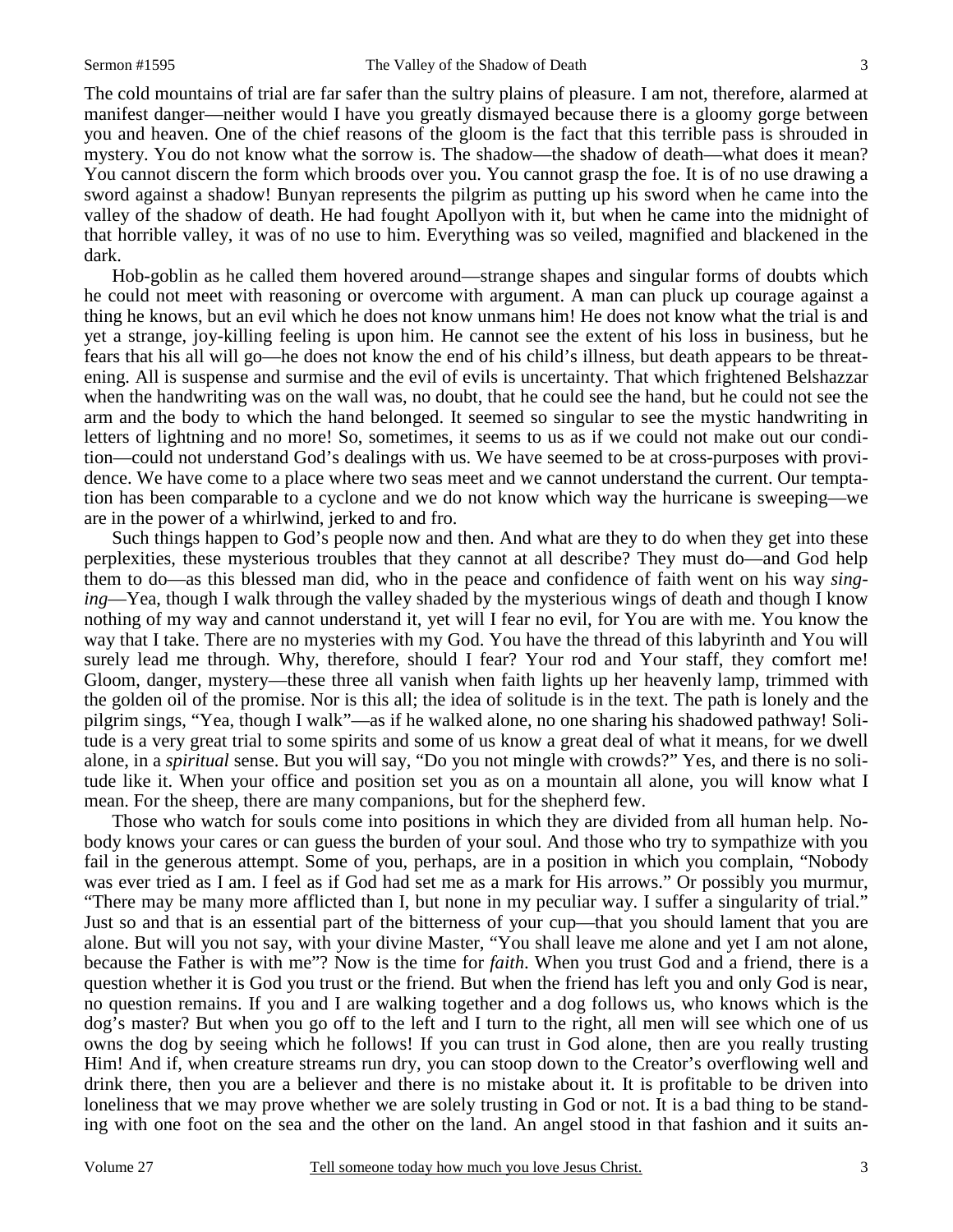The cold mountains of trial are far safer than the sultry plains of pleasure. I am not, therefore, alarmed at manifest danger—neither would I have you greatly dismayed because there is a gloomy gorge between you and heaven. One of the chief reasons of the gloom is the fact that this terrible pass is shrouded in mystery. You do not know what the sorrow is. The shadow—the shadow of death—what does it mean? You cannot discern the form which broods over you. You cannot grasp the foe. It is of no use drawing a sword against a shadow! Bunyan represents the pilgrim as putting up his sword when he came into the valley of the shadow of death. He had fought Apollyon with it, but when he came into the midnight of that horrible valley, it was of no use to him. Everything was so veiled, magnified and blackened in the dark.

Hob-goblin as he called them hovered around—strange shapes and singular forms of doubts which he could not meet with reasoning or overcome with argument. A man can pluck up courage against a thing he knows, but an evil which he does not know unmans him! He does not know what the trial is and yet a strange, joy-killing feeling is upon him. He cannot see the extent of his loss in business, but he fears that his all will go—he does not know the end of his child's illness, but death appears to be threatening. All is suspense and surmise and the evil of evils is uncertainty. That which frightened Belshazzar when the handwriting was on the wall was, no doubt, that he could see the hand, but he could not see the arm and the body to which the hand belonged. It seemed so singular to see the mystic handwriting in letters of lightning and no more! So, sometimes, it seems to us as if we could not make out our condition—could not understand God's dealings with us. We have seemed to be at cross-purposes with providence. We have come to a place where two seas meet and we cannot understand the current. Our temptation has been comparable to a cyclone and we do not know which way the hurricane is sweeping—we are in the power of a whirlwind, jerked to and fro.

Such things happen to God's people now and then. And what are they to do when they get into these perplexities, these mysterious troubles that they cannot at all describe? They must do—and God help them to do—as this blessed man did, who in the peace and confidence of faith went on his way *singing*—Yea, though I walk through the valley shaded by the mysterious wings of death and though I know nothing of my way and cannot understand it, yet will I fear no evil, for You are with me. You know the way that I take. There are no mysteries with my God. You have the thread of this labyrinth and You will surely lead me through. Why, therefore, should I fear? Your rod and Your staff, they comfort me! Gloom, danger, mystery—these three all vanish when faith lights up her heavenly lamp, trimmed with the golden oil of the promise. Nor is this all; the idea of solitude is in the text. The path is lonely and the pilgrim sings, "Yea, though I walk"—as if he walked alone, no one sharing his shadowed pathway! Solitude is a very great trial to some spirits and some of us know a great deal of what it means, for we dwell alone, in a *spiritual* sense. But you will say, "Do you not mingle with crowds?" Yes, and there is no solitude like it. When your office and position set you as on a mountain all alone, you will know what I mean. For the sheep, there are many companions, but for the shepherd few.

Those who watch for souls come into positions in which they are divided from all human help. Nobody knows your cares or can guess the burden of your soul. And those who try to sympathize with you fail in the generous attempt. Some of you, perhaps, are in a position in which you complain, "Nobody was ever tried as I am. I feel as if God had set me as a mark for His arrows." Or possibly you murmur, "There may be many more afflicted than I, but none in my peculiar way. I suffer a singularity of trial." Just so and that is an essential part of the bitterness of your cup—that you should lament that you are alone. But will you not say, with your divine Master, "You shall leave me alone and yet I am not alone, because the Father is with me"? Now is the time for *faith*. When you trust God and a friend, there is a question whether it is God you trust or the friend. But when the friend has left you and only God is near, no question remains. If you and I are walking together and a dog follows us, who knows which is the dog's master? But when you go off to the left and I turn to the right, all men will see which one of us owns the dog by seeing which he follows! If you can trust in God alone, then are you really trusting Him! And if, when creature streams run dry, you can stoop down to the Creator's overflowing well and drink there, then you are a believer and there is no mistake about it. It is profitable to be driven into loneliness that we may prove whether we are solely trusting in God or not. It is a bad thing to be standing with one foot on the sea and the other on the land. An angel stood in that fashion and it suits an-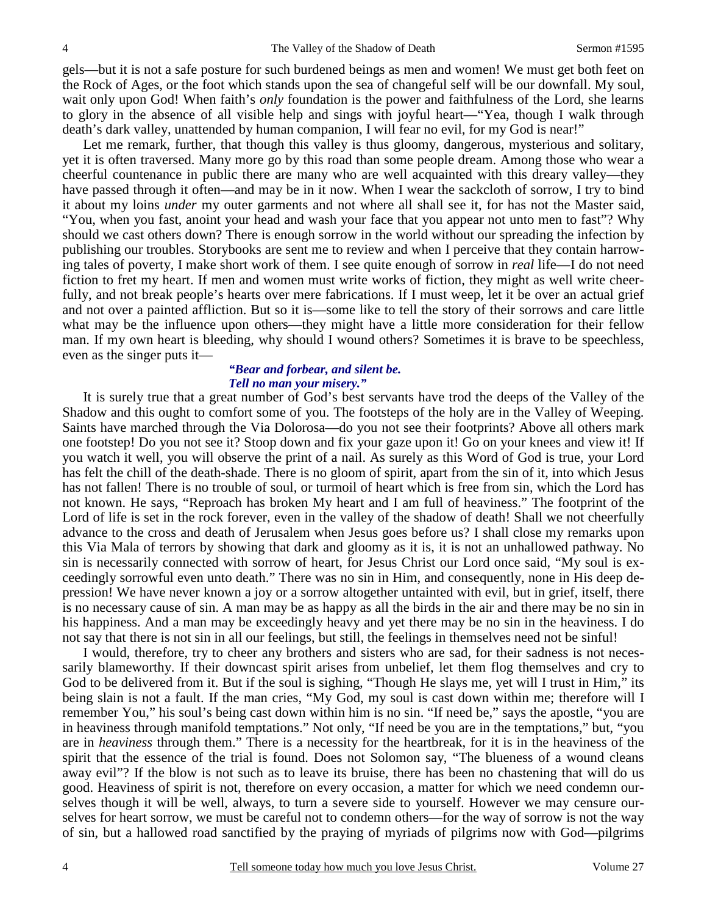gels—but it is not a safe posture for such burdened beings as men and women! We must get both feet on the Rock of Ages, or the foot which stands upon the sea of changeful self will be our downfall. My soul, wait only upon God! When faith's *only* foundation is the power and faithfulness of the Lord, she learns to glory in the absence of all visible help and sings with joyful heart—"Yea, though I walk through death's dark valley, unattended by human companion, I will fear no evil, for my God is near!"

Let me remark, further, that though this valley is thus gloomy, dangerous, mysterious and solitary, yet it is often traversed. Many more go by this road than some people dream. Among those who wear a cheerful countenance in public there are many who are well acquainted with this dreary valley—they have passed through it often—and may be in it now. When I wear the sackcloth of sorrow, I try to bind it about my loins *under* my outer garments and not where all shall see it, for has not the Master said, "You, when you fast, anoint your head and wash your face that you appear not unto men to fast"? Why should we cast others down? There is enough sorrow in the world without our spreading the infection by publishing our troubles. Storybooks are sent me to review and when I perceive that they contain harrowing tales of poverty, I make short work of them. I see quite enough of sorrow in *real* life—I do not need fiction to fret my heart. If men and women must write works of fiction, they might as well write cheerfully, and not break people's hearts over mere fabrications. If I must weep, let it be over an actual grief and not over a painted affliction. But so it is—some like to tell the story of their sorrows and care little what may be the influence upon others—they might have a little more consideration for their fellow man. If my own heart is bleeding, why should I wound others? Sometimes it is brave to be speechless, even as the singer puts it—

> ***"Bear and forbear, and silent be.***
> ***Tell no man your misery."***

It is surely true that a great number of God's best servants have trod the deeps of the Valley of the Shadow and this ought to comfort some of you. The footsteps of the holy are in the Valley of Weeping. Saints have marched through the Via Dolorosa—do you not see their footprints? Above all others mark one footstep! Do you not see it? Stoop down and fix your gaze upon it! Go on your knees and view it! If you watch it well, you will observe the print of a nail. As surely as this Word of God is true, your Lord has felt the chill of the death-shade. There is no gloom of spirit, apart from the sin of it, into which Jesus has not fallen! There is no trouble of soul, or turmoil of heart which is free from sin, which the Lord has not known. He says, "Reproach has broken My heart and I am full of heaviness." The footprint of the Lord of life is set in the rock forever, even in the valley of the shadow of death! Shall we not cheerfully advance to the cross and death of Jerusalem when Jesus goes before us? I shall close my remarks upon this Via Mala of terrors by showing that dark and gloomy as it is, it is not an unhallowed pathway. No sin is necessarily connected with sorrow of heart, for Jesus Christ our Lord once said, "My soul is exceedingly sorrowful even unto death." There was no sin in Him, and consequently, none in His deep depression! We have never known a joy or a sorrow altogether untainted with evil, but in grief, itself, there is no necessary cause of sin. A man may be as happy as all the birds in the air and there may be no sin in his happiness. And a man may be exceedingly heavy and yet there may be no sin in the heaviness. I do not say that there is not sin in all our feelings, but still, the feelings in themselves need not be sinful!

I would, therefore, try to cheer any brothers and sisters who are sad, for their sadness is not necessarily blameworthy. If their downcast spirit arises from unbelief, let them flog themselves and cry to God to be delivered from it. But if the soul is sighing, "Though He slays me, yet will I trust in Him," its being slain is not a fault. If the man cries, "My God, my soul is cast down within me; therefore will I remember You," his soul's being cast down within him is no sin. "If need be," says the apostle, "you are in heaviness through manifold temptations." Not only, "If need be you are in the temptations," but, "you are in *heaviness* through them." There is a necessity for the heartbreak, for it is in the heaviness of the spirit that the essence of the trial is found. Does not Solomon say, "The blueness of a wound cleans away evil"? If the blow is not such as to leave its bruise, there has been no chastening that will do us good. Heaviness of spirit is not, therefore on every occasion, a matter for which we need condemn ourselves though it will be well, always, to turn a severe side to yourself. However we may censure ourselves for heart sorrow, we must be careful not to condemn others—for the way of sorrow is not the way of sin, but a hallowed road sanctified by the praying of myriads of pilgrims now with God—pilgrims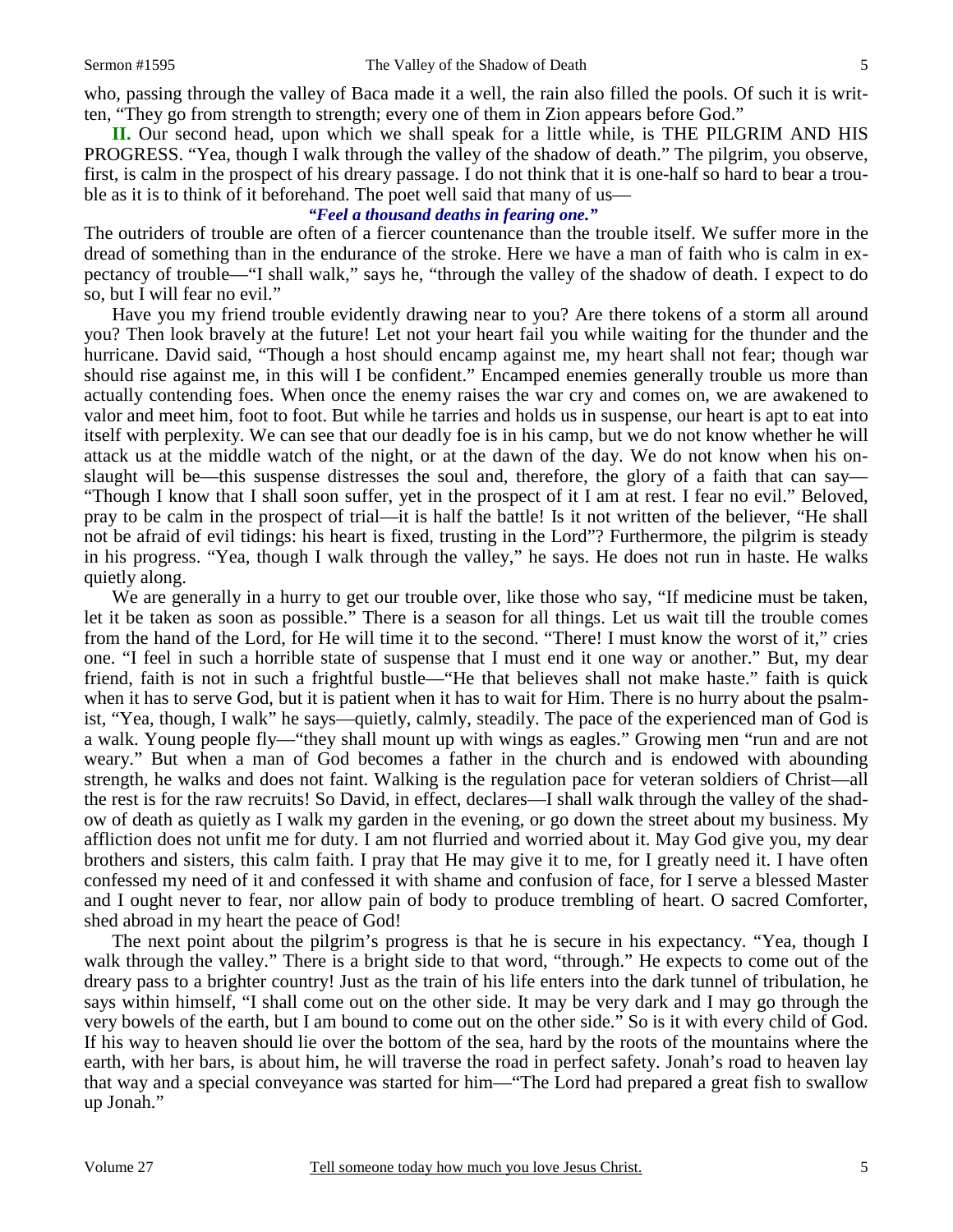who, passing through the valley of Baca made it a well, the rain also filled the pools. Of such it is written, "They go from strength to strength; every one of them in Zion appears before God."

**II.** Our second head, upon which we shall speak for a little while, is THE PILGRIM AND HIS PROGRESS. "Yea, though I walk through the valley of the shadow of death." The pilgrim, you observe, first, is calm in the prospect of his dreary passage. I do not think that it is one-half so hard to bear a trouble as it is to think of it beforehand. The poet well said that many of us—

***"Feel a thousand deaths in fearing one."***

The outriders of trouble are often of a fiercer countenance than the trouble itself. We suffer more in the dread of something than in the endurance of the stroke. Here we have a man of faith who is calm in expectancy of trouble—"I shall walk," says he, "through the valley of the shadow of death. I expect to do so, but I will fear no evil."

Have you my friend trouble evidently drawing near to you? Are there tokens of a storm all around you? Then look bravely at the future! Let not your heart fail you while waiting for the thunder and the hurricane. David said, "Though a host should encamp against me, my heart shall not fear; though war should rise against me, in this will I be confident." Encamped enemies generally trouble us more than actually contending foes. When once the enemy raises the war cry and comes on, we are awakened to valor and meet him, foot to foot. But while he tarries and holds us in suspense, our heart is apt to eat into itself with perplexity. We can see that our deadly foe is in his camp, but we do not know whether he will attack us at the middle watch of the night, or at the dawn of the day. We do not know when his onslaught will be—this suspense distresses the soul and, therefore, the glory of a faith that can say—"Though I know that I shall soon suffer, yet in the prospect of it I am at rest. I fear no evil." Beloved, pray to be calm in the prospect of trial—it is half the battle! Is it not written of the believer, "He shall not be afraid of evil tidings: his heart is fixed, trusting in the Lord"? Furthermore, the pilgrim is steady in his progress. "Yea, though I walk through the valley," he says. He does not run in haste. He walks quietly along.

We are generally in a hurry to get our trouble over, like those who say, "If medicine must be taken, let it be taken as soon as possible." There is a season for all things. Let us wait till the trouble comes from the hand of the Lord, for He will time it to the second. "There! I must know the worst of it," cries one. "I feel in such a horrible state of suspense that I must end it one way or another." But, my dear friend, faith is not in such a frightful bustle—"He that believes shall not make haste." faith is quick when it has to serve God, but it is patient when it has to wait for Him. There is no hurry about the psalmist, "Yea, though, I walk" he says—quietly, calmly, steadily. The pace of the experienced man of God is a walk. Young people fly—"they shall mount up with wings as eagles." Growing men "run and are not weary." But when a man of God becomes a father in the church and is endowed with abounding strength, he walks and does not faint. Walking is the regulation pace for veteran soldiers of Christ—all the rest is for the raw recruits! So David, in effect, declares—I shall walk through the valley of the shadow of death as quietly as I walk my garden in the evening, or go down the street about my business. My affliction does not unfit me for duty. I am not flurried and worried about it. May God give you, my dear brothers and sisters, this calm faith. I pray that He may give it to me, for I greatly need it. I have often confessed my need of it and confessed it with shame and confusion of face, for I serve a blessed Master and I ought never to fear, nor allow pain of body to produce trembling of heart. O sacred Comforter, shed abroad in my heart the peace of God!

The next point about the pilgrim's progress is that he is secure in his expectancy. "Yea, though I walk through the valley." There is a bright side to that word, "through." He expects to come out of the dreary pass to a brighter country! Just as the train of his life enters into the dark tunnel of tribulation, he says within himself, "I shall come out on the other side. It may be very dark and I may go through the very bowels of the earth, but I am bound to come out on the other side." So is it with every child of God. If his way to heaven should lie over the bottom of the sea, hard by the roots of the mountains where the earth, with her bars, is about him, he will traverse the road in perfect safety. Jonah's road to heaven lay that way and a special conveyance was started for him—"The Lord had prepared a great fish to swallow up Jonah."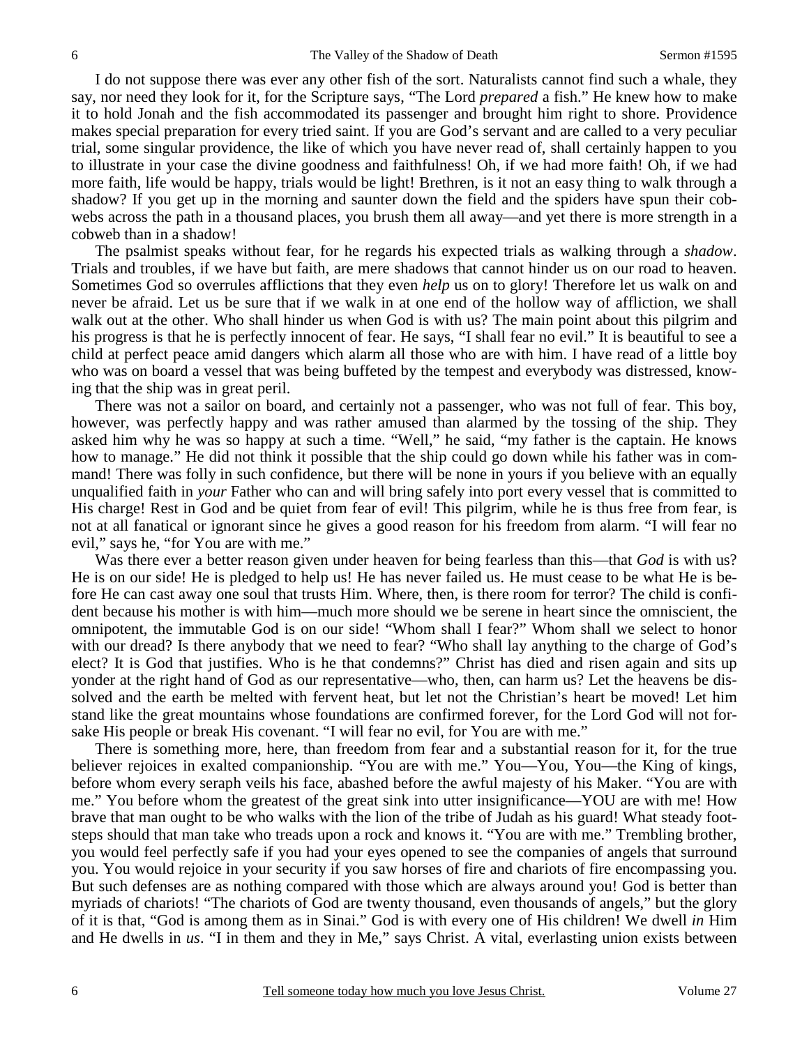I do not suppose there was ever any other fish of the sort. Naturalists cannot find such a whale, they say, nor need they look for it, for the Scripture says, "The Lord *prepared* a fish." He knew how to make it to hold Jonah and the fish accommodated its passenger and brought him right to shore. Providence makes special preparation for every tried saint. If you are God's servant and are called to a very peculiar trial, some singular providence, the like of which you have never read of, shall certainly happen to you to illustrate in your case the divine goodness and faithfulness! Oh, if we had more faith! Oh, if we had more faith, life would be happy, trials would be light! Brethren, is it not an easy thing to walk through a shadow? If you get up in the morning and saunter down the field and the spiders have spun their cobwebs across the path in a thousand places, you brush them all away—and yet there is more strength in a cobweb than in a shadow!

The psalmist speaks without fear, for he regards his expected trials as walking through a *shadow*. Trials and troubles, if we have but faith, are mere shadows that cannot hinder us on our road to heaven. Sometimes God so overrules afflictions that they even *help* us on to glory! Therefore let us walk on and never be afraid. Let us be sure that if we walk in at one end of the hollow way of affliction, we shall walk out at the other. Who shall hinder us when God is with us? The main point about this pilgrim and his progress is that he is perfectly innocent of fear. He says, "I shall fear no evil." It is beautiful to see a child at perfect peace amid dangers which alarm all those who are with him. I have read of a little boy who was on board a vessel that was being buffeted by the tempest and everybody was distressed, knowing that the ship was in great peril.

There was not a sailor on board, and certainly not a passenger, who was not full of fear. This boy, however, was perfectly happy and was rather amused than alarmed by the tossing of the ship. They asked him why he was so happy at such a time. "Well," he said, "my father is the captain. He knows how to manage." He did not think it possible that the ship could go down while his father was in command! There was folly in such confidence, but there will be none in yours if you believe with an equally unqualified faith in *your* Father who can and will bring safely into port every vessel that is committed to His charge! Rest in God and be quiet from fear of evil! This pilgrim, while he is thus free from fear, is not at all fanatical or ignorant since he gives a good reason for his freedom from alarm. "I will fear no evil," says he, "for You are with me."

Was there ever a better reason given under heaven for being fearless than this—that *God* is with us? He is on our side! He is pledged to help us! He has never failed us. He must cease to be what He is before He can cast away one soul that trusts Him. Where, then, is there room for terror? The child is confident because his mother is with him—much more should we be serene in heart since the omniscient, the omnipotent, the immutable God is on our side! "Whom shall I fear?" Whom shall we select to honor with our dread? Is there anybody that we need to fear? "Who shall lay anything to the charge of God's elect? It is God that justifies. Who is he that condemns?" Christ has died and risen again and sits up yonder at the right hand of God as our representative—who, then, can harm us? Let the heavens be dissolved and the earth be melted with fervent heat, but let not the Christian's heart be moved! Let him stand like the great mountains whose foundations are confirmed forever, for the Lord God will not forsake His people or break His covenant. "I will fear no evil, for You are with me."

There is something more, here, than freedom from fear and a substantial reason for it, for the true believer rejoices in exalted companionship. "You are with me." You—You, You—the King of kings, before whom every seraph veils his face, abashed before the awful majesty of his Maker. "You are with me." You before whom the greatest of the great sink into utter insignificance—YOU are with me! How brave that man ought to be who walks with the lion of the tribe of Judah as his guard! What steady footsteps should that man take who treads upon a rock and knows it. "You are with me." Trembling brother, you would feel perfectly safe if you had your eyes opened to see the companies of angels that surround you. You would rejoice in your security if you saw horses of fire and chariots of fire encompassing you. But such defenses are as nothing compared with those which are always around you! God is better than myriads of chariots! "The chariots of God are twenty thousand, even thousands of angels," but the glory of it is that, "God is among them as in Sinai." God is with every one of His children! We dwell *in* Him and He dwells in *us*. "I in them and they in Me," says Christ. A vital, everlasting union exists between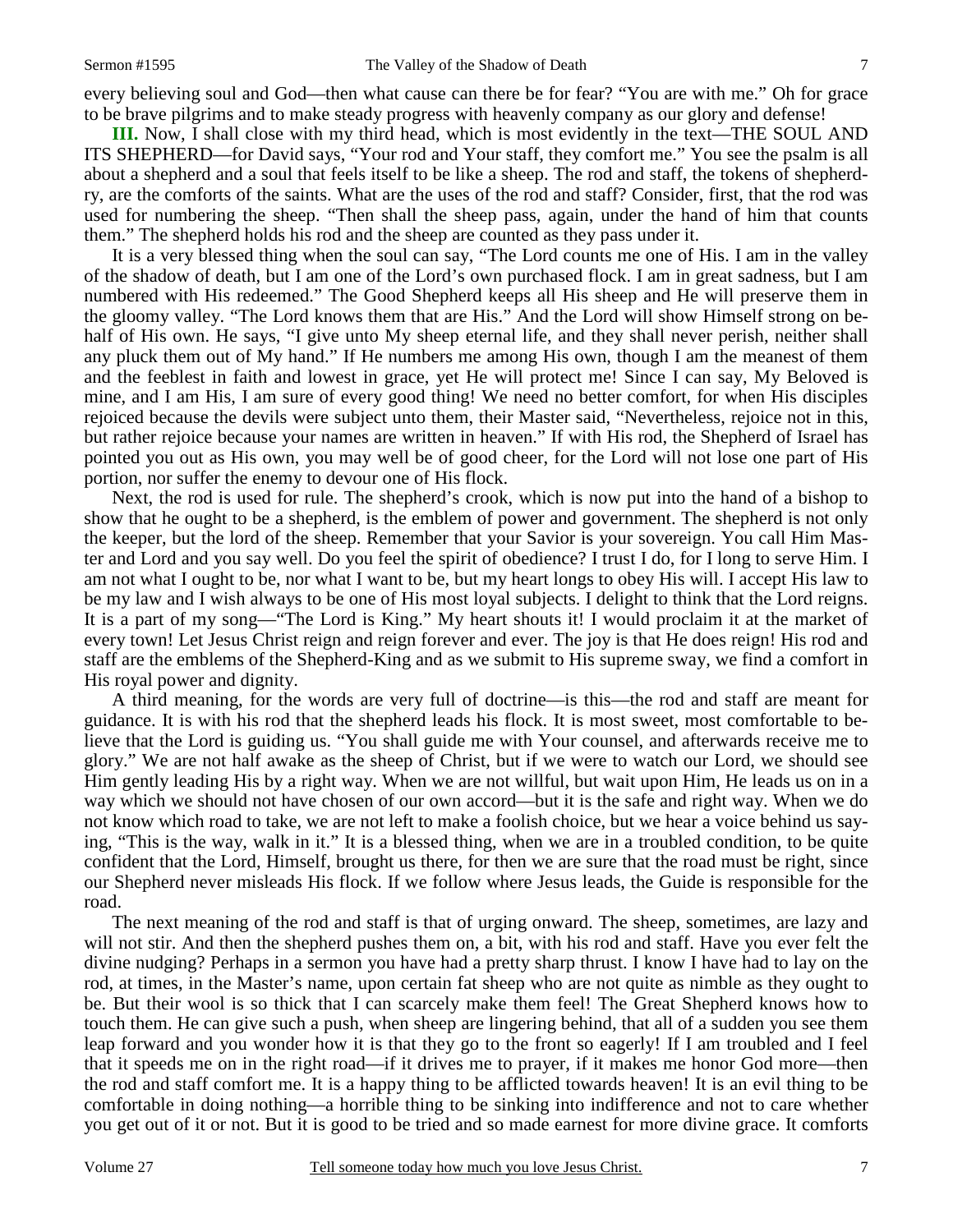every believing soul and God—then what cause can there be for fear? "You are with me." Oh for grace to be brave pilgrims and to make steady progress with heavenly company as our glory and defense!

**III.** Now, I shall close with my third head, which is most evidently in the text—THE SOUL AND ITS SHEPHERD—for David says, "Your rod and Your staff, they comfort me." You see the psalm is all about a shepherd and a soul that feels itself to be like a sheep. The rod and staff, the tokens of shepherdry, are the comforts of the saints. What are the uses of the rod and staff? Consider, first, that the rod was used for numbering the sheep. "Then shall the sheep pass, again, under the hand of him that counts them." The shepherd holds his rod and the sheep are counted as they pass under it.

It is a very blessed thing when the soul can say, "The Lord counts me one of His. I am in the valley of the shadow of death, but I am one of the Lord's own purchased flock. I am in great sadness, but I am numbered with His redeemed." The Good Shepherd keeps all His sheep and He will preserve them in the gloomy valley. "The Lord knows them that are His." And the Lord will show Himself strong on behalf of His own. He says, "I give unto My sheep eternal life, and they shall never perish, neither shall any pluck them out of My hand." If He numbers me among His own, though I am the meanest of them and the feeblest in faith and lowest in grace, yet He will protect me! Since I can say, My Beloved is mine, and I am His, I am sure of every good thing! We need no better comfort, for when His disciples rejoiced because the devils were subject unto them, their Master said, "Nevertheless, rejoice not in this, but rather rejoice because your names are written in heaven." If with His rod, the Shepherd of Israel has pointed you out as His own, you may well be of good cheer, for the Lord will not lose one part of His portion, nor suffer the enemy to devour one of His flock.

Next, the rod is used for rule. The shepherd's crook, which is now put into the hand of a bishop to show that he ought to be a shepherd, is the emblem of power and government. The shepherd is not only the keeper, but the lord of the sheep. Remember that your Savior is your sovereign. You call Him Master and Lord and you say well. Do you feel the spirit of obedience? I trust I do, for I long to serve Him. I am not what I ought to be, nor what I want to be, but my heart longs to obey His will. I accept His law to be my law and I wish always to be one of His most loyal subjects. I delight to think that the Lord reigns. It is a part of my song—"The Lord is King." My heart shouts it! I would proclaim it at the market of every town! Let Jesus Christ reign and reign forever and ever. The joy is that He does reign! His rod and staff are the emblems of the Shepherd-King and as we submit to His supreme sway, we find a comfort in His royal power and dignity.

A third meaning, for the words are very full of doctrine—is this—the rod and staff are meant for guidance. It is with his rod that the shepherd leads his flock. It is most sweet, most comfortable to believe that the Lord is guiding us. "You shall guide me with Your counsel, and afterwards receive me to glory." We are not half awake as the sheep of Christ, but if we were to watch our Lord, we should see Him gently leading His by a right way. When we are not willful, but wait upon Him, He leads us on in a way which we should not have chosen of our own accord—but it is the safe and right way. When we do not know which road to take, we are not left to make a foolish choice, but we hear a voice behind us saying, "This is the way, walk in it." It is a blessed thing, when we are in a troubled condition, to be quite confident that the Lord, Himself, brought us there, for then we are sure that the road must be right, since our Shepherd never misleads His flock. If we follow where Jesus leads, the Guide is responsible for the road.

The next meaning of the rod and staff is that of urging onward. The sheep, sometimes, are lazy and will not stir. And then the shepherd pushes them on, a bit, with his rod and staff. Have you ever felt the divine nudging? Perhaps in a sermon you have had a pretty sharp thrust. I know I have had to lay on the rod, at times, in the Master's name, upon certain fat sheep who are not quite as nimble as they ought to be. But their wool is so thick that I can scarcely make them feel! The Great Shepherd knows how to touch them. He can give such a push, when sheep are lingering behind, that all of a sudden you see them leap forward and you wonder how it is that they go to the front so eagerly! If I am troubled and I feel that it speeds me on in the right road—if it drives me to prayer, if it makes me honor God more—then the rod and staff comfort me. It is a happy thing to be afflicted towards heaven! It is an evil thing to be comfortable in doing nothing—a horrible thing to be sinking into indifference and not to care whether you get out of it or not. But it is good to be tried and so made earnest for more divine grace. It comforts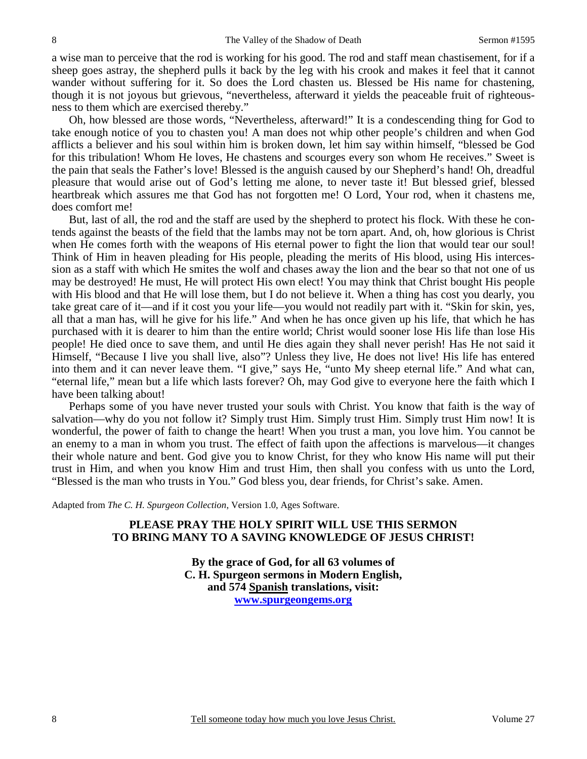a wise man to perceive that the rod is working for his good. The rod and staff mean chastisement, for if a sheep goes astray, the shepherd pulls it back by the leg with his crook and makes it feel that it cannot wander without suffering for it. So does the Lord chasten us. Blessed be His name for chastening, though it is not joyous but grievous, "nevertheless, afterward it yields the peaceable fruit of righteousness to them which are exercised thereby."

Oh, how blessed are those words, "Nevertheless, afterward!" It is a condescending thing for God to take enough notice of you to chasten you! A man does not whip other people's children and when God afflicts a believer and his soul within him is broken down, let him say within himself, "blessed be God for this tribulation! Whom He loves, He chastens and scourges every son whom He receives." Sweet is the pain that seals the Father's love! Blessed is the anguish caused by our Shepherd's hand! Oh, dreadful pleasure that would arise out of God's letting me alone, to never taste it! But blessed grief, blessed heartbreak which assures me that God has not forgotten me! O Lord, Your rod, when it chastens me, does comfort me!

But, last of all, the rod and the staff are used by the shepherd to protect his flock. With these he contends against the beasts of the field that the lambs may not be torn apart. And, oh, how glorious is Christ when He comes forth with the weapons of His eternal power to fight the lion that would tear our soul! Think of Him in heaven pleading for His people, pleading the merits of His blood, using His intercession as a staff with which He smites the wolf and chases away the lion and the bear so that not one of us may be destroyed! He must, He will protect His own elect! You may think that Christ bought His people with His blood and that He will lose them, but I do not believe it. When a thing has cost you dearly, you take great care of it—and if it cost you your life—you would not readily part with it. "Skin for skin, yes, all that a man has, will he give for his life." And when he has once given up his life, that which he has purchased with it is dearer to him than the entire world; Christ would sooner lose His life than lose His people! He died once to save them, and until He dies again they shall never perish! Has He not said it Himself, "Because I live you shall live, also"? Unless they live, He does not live! His life has entered into them and it can never leave them. "I give," says He, "unto My sheep eternal life." And what can, "eternal life," mean but a life which lasts forever? Oh, may God give to everyone here the faith which I have been talking about!

Perhaps some of you have never trusted your souls with Christ. You know that faith is the way of salvation—why do you not follow it? Simply trust Him. Simply trust Him. Simply trust Him now! It is wonderful, the power of faith to change the heart! When you trust a man, you love him. You cannot be an enemy to a man in whom you trust. The effect of faith upon the affections is marvelous—it changes their whole nature and bent. God give you to know Christ, for they who know His name will put their trust in Him, and when you know Him and trust Him, then shall you confess with us unto the Lord, "Blessed is the man who trusts in You." God bless you, dear friends, for Christ's sake. Amen.

Adapted from *The C. H. Spurgeon Collection,* Version 1.0, Ages Software.

**PLEASE PRAY THE HOLY SPIRIT WILL USE THIS SERMON TO BRING MANY TO A SAVING KNOWLEDGE OF JESUS CHRIST!**

**By the grace of God, for all 63 volumes of C. H. Spurgeon sermons in Modern English, and 574 Spanish translations, visit: www.spurgeongems.org**

Tell someone today how much you love Jesus Christ.